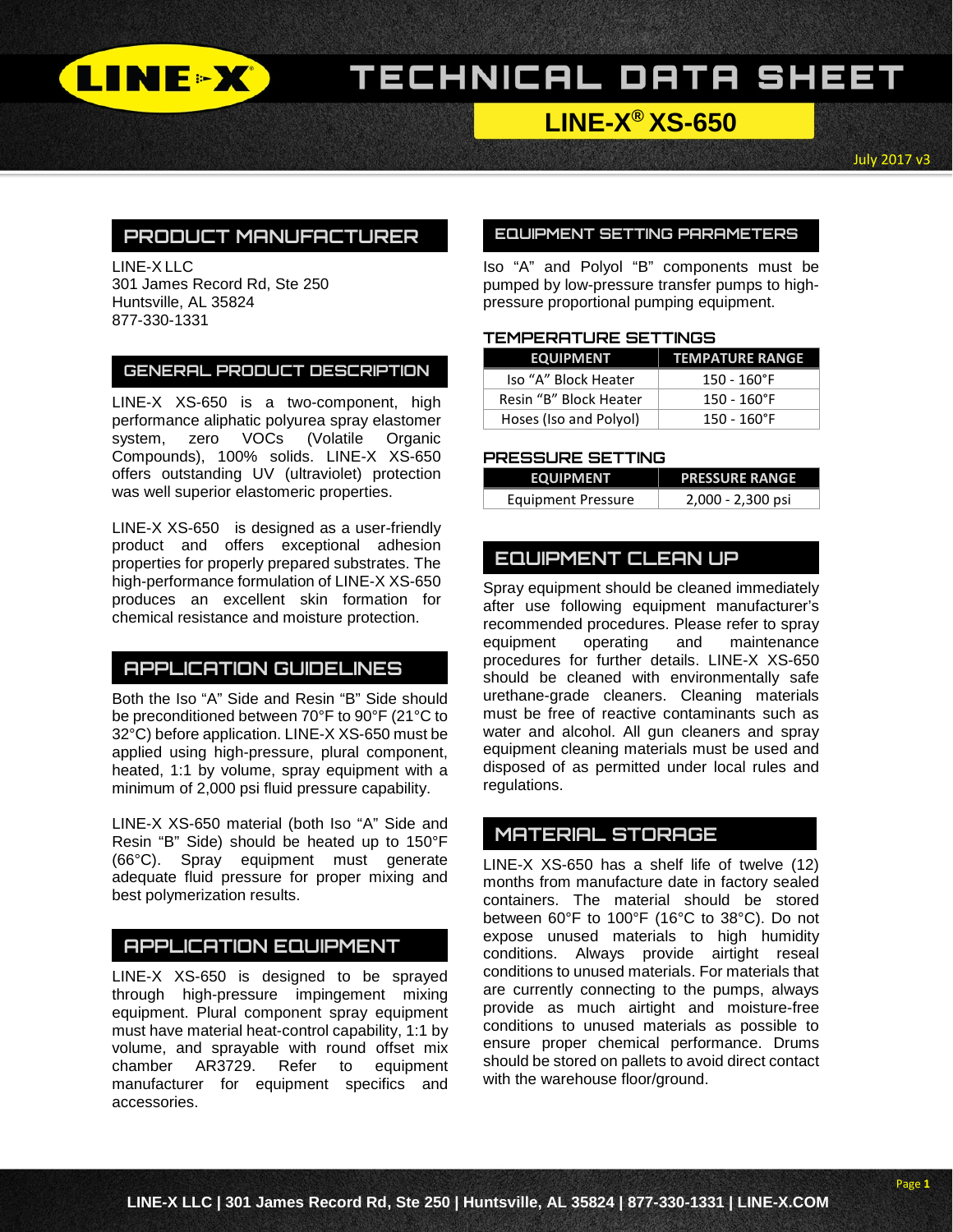# TECHNICAL DATA SHEET

## LINE-X® XS-650

July 2017 v3

## PRODUCT MANUFACTURER

LINE-X LLC
301 James Record Rd, Ste 250
Huntsville, AL 35824
877-330-1331

## GENERAL PRODUCT DESCRIPTION

LINE-X XS-650 is a two-component, high performance aliphatic polyurea spray elastomer system, zero VOCs (Volatile Organic Compounds), 100% solids. LINE-X XS-650 offers outstanding UV (ultraviolet) protection was well superior elastomeric properties.

LINE-X XS-650 is designed as a user-friendly product and offers exceptional adhesion properties for properly prepared substrates. The high-performance formulation of LINE-X XS-650 produces an excellent skin formation for chemical resistance and moisture protection.

## APPLICATION GUIDELINES

Both the Iso "A" Side and Resin "B" Side should be preconditioned between 70°F to 90°F (21°C to 32°C) before application. LINE-X XS-650 must be applied using high-pressure, plural component, heated, 1:1 by volume, spray equipment with a minimum of 2,000 psi fluid pressure capability.

LINE-X XS-650 material (both Iso "A" Side and Resin "B" Side) should be heated up to 150°F (66°C). Spray equipment must generate adequate fluid pressure for proper mixing and best polymerization results.

## APPLICATION EQUIPMENT

LINE-X XS-650 is designed to be sprayed through high-pressure impingement mixing equipment. Plural component spray equipment must have material heat-control capability, 1:1 by volume, and sprayable with round offset mix chamber AR3729. Refer to equipment manufacturer for equipment specifics and accessories.

## EQUIPMENT SETTING PARAMETERS

Iso "A" and Polyol "B" components must be pumped by low-pressure transfer pumps to high-pressure proportional pumping equipment.

### TEMPERATURE SETTINGS

| EQUIPMENT | TEMPATURE RANGE |
|---|---|
| Iso "A" Block Heater | 150 - 160°F |
| Resin "B" Block Heater | 150 - 160°F |
| Hoses (Iso and Polyol) | 150 - 160°F |

### PRESSURE SETTING

| EQUIPMENT | PRESSURE RANGE |
|---|---|
| Equipment Pressure | 2,000 - 2,300 psi |

## EQUIPMENT CLEAN UP

Spray equipment should be cleaned immediately after use following equipment manufacturer's recommended procedures. Please refer to spray equipment operating and maintenance procedures for further details. LINE-X XS-650 should be cleaned with environmentally safe urethane-grade cleaners. Cleaning materials must be free of reactive contaminants such as water and alcohol. All gun cleaners and spray equipment cleaning materials must be used and disposed of as permitted under local rules and regulations.

## MATERIAL STORAGE

LINE-X XS-650 has a shelf life of twelve (12) months from manufacture date in factory sealed containers. The material should be stored between 60°F to 100°F (16°C to 38°C). Do not expose unused materials to high humidity conditions. Always provide airtight reseal conditions to unused materials. For materials that are currently connecting to the pumps, always provide as much airtight and moisture-free conditions to unused materials as possible to ensure proper chemical performance. Drums should be stored on pallets to avoid direct contact with the warehouse floor/ground.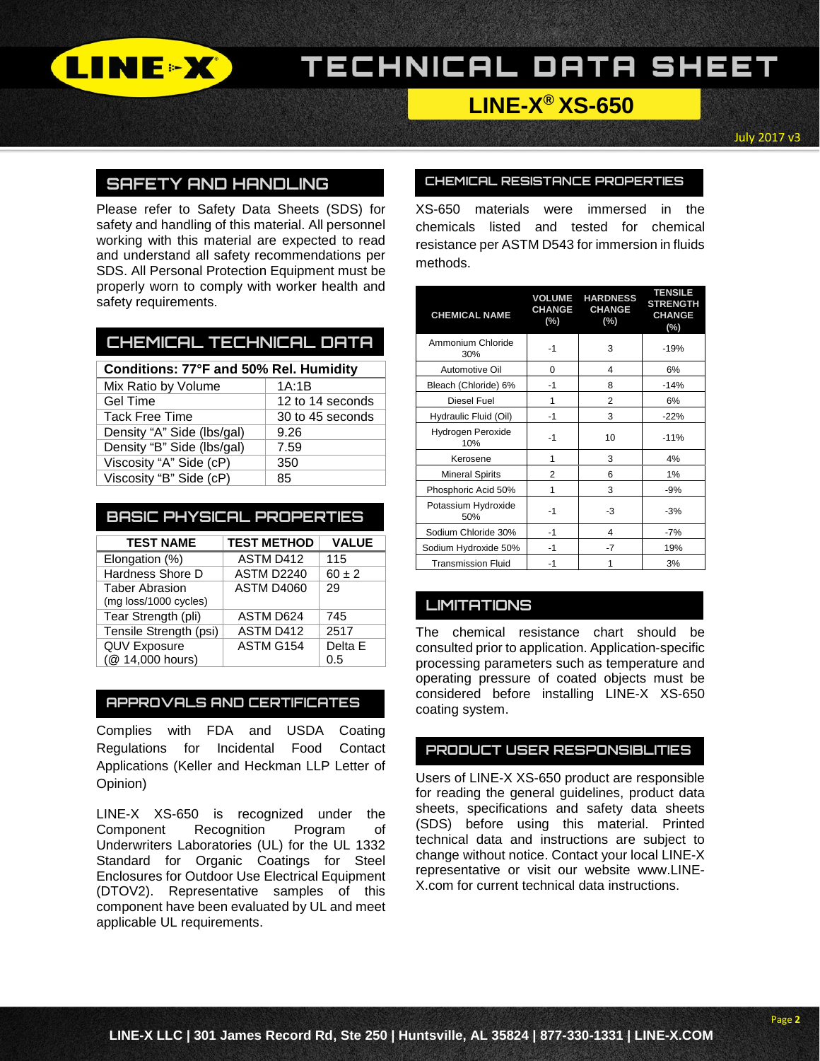# TECHNICAL DATA SHEET

## LINE-X® XS-650

July 2017 v3

## SAFETY AND HANDLING

Please refer to Safety Data Sheets (SDS) for safety and handling of this material. All personnel working with this material are expected to read and understand all safety recommendations per SDS. All Personal Protection Equipment must be properly worn to comply with worker health and safety requirements.

## CHEMICAL TECHNICAL DATA

| Conditions: 77°F and 50% Rel. Humidity | |
|---|---|
| Mix Ratio by Volume | 1A:1B |
| Gel Time | 12 to 14 seconds |
| Tack Free Time | 30 to 45 seconds |
| Density "A" Side (lbs/gal) | 9.26 |
| Density "B" Side (lbs/gal) | 7.59 |
| Viscosity "A" Side (cP) | 350 |
| Viscosity "B" Side (cP) | 85 |

## BASIC PHYSICAL PROPERTIES

| TEST NAME | TEST METHOD | VALUE |
|---|---|---|
| Elongation (%) | ASTM D412 | 115 |
| Hardness Shore D | ASTM D2240 | 60 ± 2 |
| Taber Abrasion (mg loss/1000 cycles) | ASTM D4060 | 29 |
| Tear Strength (pli) | ASTM D624 | 745 |
| Tensile Strength (psi) | ASTM D412 | 2517 |
| QUV Exposure (@ 14,000 hours) | ASTM G154 | Delta E 0.5 |

## APPROVALS AND CERTIFICATES

Complies with FDA and USDA Coating Regulations for Incidental Food Contact Applications (Keller and Heckman LLP Letter of Opinion)

LINE-X XS-650 is recognized under the Component Recognition Program of Underwriters Laboratories (UL) for the UL 1332 Standard for Organic Coatings for Steel Enclosures for Outdoor Use Electrical Equipment (DTOV2). Representative samples of this component have been evaluated by UL and meet applicable UL requirements.

## CHEMICAL RESISTANCE PROPERTIES

XS-650 materials were immersed in the chemicals listed and tested for chemical resistance per ASTM D543 for immersion in fluids methods.

| CHEMICAL NAME | VOLUME CHANGE (%) | HARDNESS CHANGE (%) | TENSILE STRENGTH CHANGE (%) |
|---|---|---|---|
| Ammonium Chloride 30% | -1 | 3 | -19% |
| Automotive Oil | 0 | 4 | 6% |
| Bleach (Chloride) 6% | -1 | 8 | -14% |
| Diesel Fuel | 1 | 2 | 6% |
| Hydraulic Fluid (Oil) | -1 | 3 | -22% |
| Hydrogen Peroxide 10% | -1 | 10 | -11% |
| Kerosene | 1 | 3 | 4% |
| Mineral Spirits | 2 | 6 | 1% |
| Phosphoric Acid 50% | 1 | 3 | -9% |
| Potassium Hydroxide 50% | -1 | -3 | -3% |
| Sodium Chloride 30% | -1 | 4 | -7% |
| Sodium Hydroxide 50% | -1 | -7 | 19% |
| Transmission Fluid | -1 | 1 | 3% |

## LIMITATIONS

The chemical resistance chart should be consulted prior to application. Application-specific processing parameters such as temperature and operating pressure of coated objects must be considered before installing LINE-X XS-650 coating system.

## PRODUCT USER RESPONSIBLITIES

Users of LINE-X XS-650 product are responsible for reading the general guidelines, product data sheets, specifications and safety data sheets (SDS) before using this material. Printed technical data and instructions are subject to change without notice. Contact your local LINE-X representative or visit our website www.LINE-X.com for current technical data instructions.

LINE-X LLC | 301 James Record Rd, Ste 250 | Huntsville, AL 35824 | 877-330-1331 | LINE-X.COM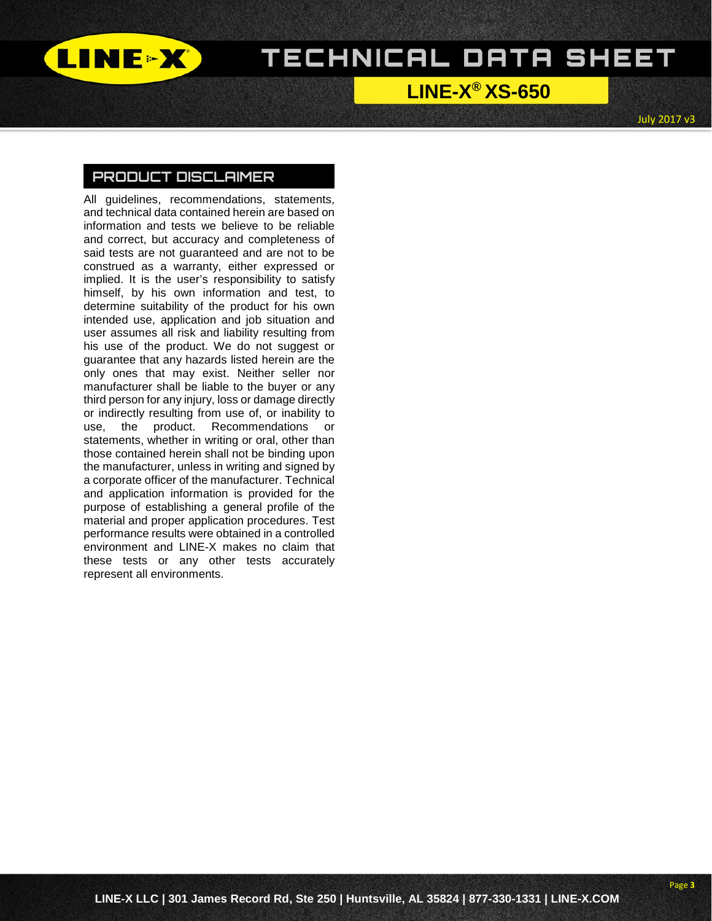## PRODUCT DISCLAIMER

All guidelines, recommendations, statements, and technical data contained herein are based on information and tests we believe to be reliable and correct, but accuracy and completeness of said tests are not guaranteed and are not to be construed as a warranty, either expressed or implied. It is the user's responsibility to satisfy himself, by his own information and test, to determine suitability of the product for his own intended use, application and job situation and user assumes all risk and liability resulting from his use of the product. We do not suggest or guarantee that any hazards listed herein are the only ones that may exist. Neither seller nor manufacturer shall be liable to the buyer or any third person for any injury, loss or damage directly or indirectly resulting from use of, or inability to use, the product. Recommendations or statements, whether in writing or oral, other than those contained herein shall not be binding upon the manufacturer, unless in writing and signed by a corporate officer of the manufacturer. Technical and application information is provided for the purpose of establishing a general profile of the material and proper application procedures. Test performance results were obtained in a controlled environment and LINE-X makes no claim that these tests or any other tests accurately represent all environments.